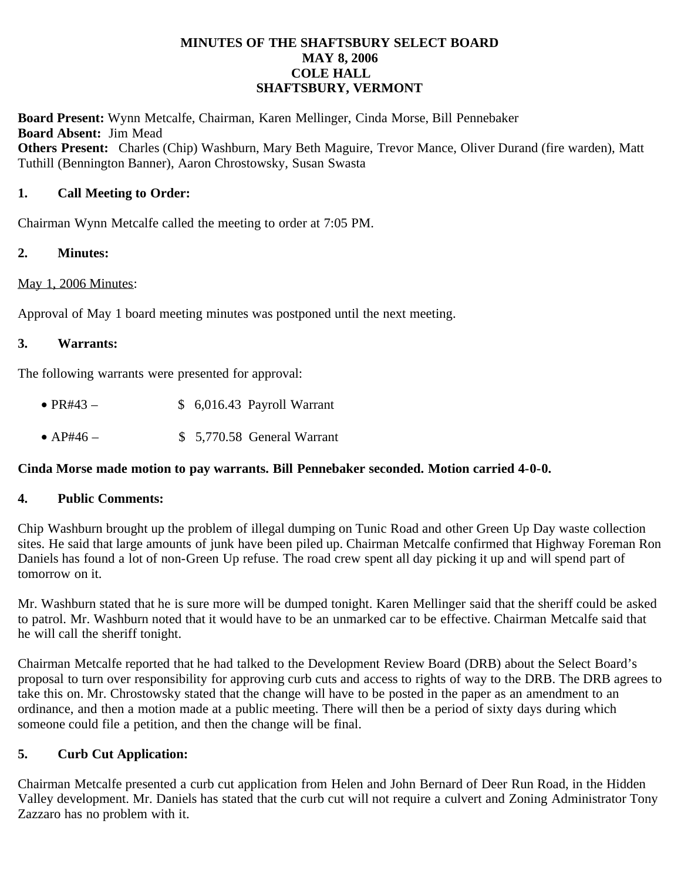# MINUTES OF THE SHAFTSBURY SELECT BOARD
## MAY 8, 2006
## COLE HALL
## SHAFTSBURY, VERMONT

**Board Present:** Wynn Metcalfe, Chairman, Karen Mellinger, Cinda Morse, Bill Pennebaker
**Board Absent:** Jim Mead
**Others Present:** Charles (Chip) Washburn, Mary Beth Maguire, Trevor Mance, Oliver Durand (fire warden), Matt Tuthill (Bennington Banner), Aaron Chrostowsky, Susan Swasta

### 1. Call Meeting to Order:

Chairman Wynn Metcalfe called the meeting to order at 7:05 PM.

### 2. Minutes:

<u>May 1, 2006 Minutes</u>:

Approval of May 1 board meeting minutes was postponed until the next meeting.

### 3. Warrants:

The following warrants were presented for approval:

- PR#43 – $ 6,016.43 Payroll Warrant
- AP#46 – $ 5,770.58 General Warrant

**Cinda Morse made motion to pay warrants. Bill Pennebaker seconded. Motion carried 4-0-0.**

### 4. Public Comments:

Chip Washburn brought up the problem of illegal dumping on Tunic Road and other Green Up Day waste collection sites. He said that large amounts of junk have been piled up. Chairman Metcalfe confirmed that Highway Foreman Ron Daniels has found a lot of non-Green Up refuse. The road crew spent all day picking it up and will spend part of tomorrow on it.

Mr. Washburn stated that he is sure more will be dumped tonight. Karen Mellinger said that the sheriff could be asked to patrol. Mr. Washburn noted that it would have to be an unmarked car to be effective. Chairman Metcalfe said that he will call the sheriff tonight.

Chairman Metcalfe reported that he had talked to the Development Review Board (DRB) about the Select Board's proposal to turn over responsibility for approving curb cuts and access to rights of way to the DRB. The DRB agrees to take this on. Mr. Chrostowsky stated that the change will have to be posted in the paper as an amendment to an ordinance, and then a motion made at a public meeting. There will then be a period of sixty days during which someone could file a petition, and then the change will be final.

### 5. Curb Cut Application:

Chairman Metcalfe presented a curb cut application from Helen and John Bernard of Deer Run Road, in the Hidden Valley development. Mr. Daniels has stated that the curb cut will not require a culvert and Zoning Administrator Tony Zazzaro has no problem with it.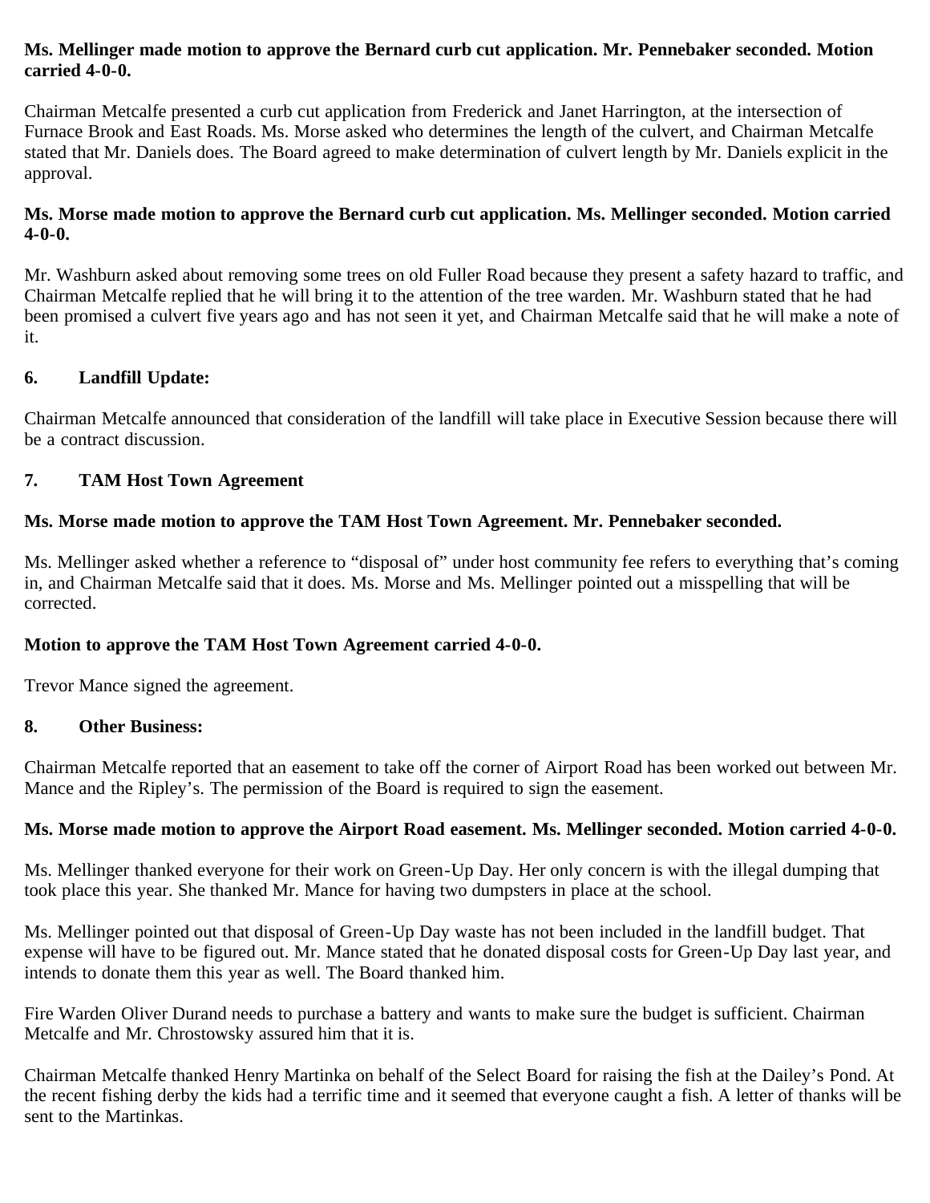**Ms. Mellinger made motion to approve the Bernard curb cut application. Mr. Pennebaker seconded. Motion carried 4-0-0.**

Chairman Metcalfe presented a curb cut application from Frederick and Janet Harrington, at the intersection of Furnace Brook and East Roads. Ms. Morse asked who determines the length of the culvert, and Chairman Metcalfe stated that Mr. Daniels does. The Board agreed to make determination of culvert length by Mr. Daniels explicit in the approval.

**Ms. Morse made motion to approve the Bernard curb cut application. Ms. Mellinger seconded. Motion carried 4-0-0.**

Mr. Washburn asked about removing some trees on old Fuller Road because they present a safety hazard to traffic, and Chairman Metcalfe replied that he will bring it to the attention of the tree warden. Mr. Washburn stated that he had been promised a culvert five years ago and has not seen it yet, and Chairman Metcalfe said that he will make a note of it.

## 6. Landfill Update:

Chairman Metcalfe announced that consideration of the landfill will take place in Executive Session because there will be a contract discussion.

## 7. TAM Host Town Agreement

**Ms. Morse made motion to approve the TAM Host Town Agreement. Mr. Pennebaker seconded.**

Ms. Mellinger asked whether a reference to "disposal of" under host community fee refers to everything that's coming in, and Chairman Metcalfe said that it does. Ms. Morse and Ms. Mellinger pointed out a misspelling that will be corrected.

**Motion to approve the TAM Host Town Agreement carried 4-0-0.**

Trevor Mance signed the agreement.

## 8. Other Business:

Chairman Metcalfe reported that an easement to take off the corner of Airport Road has been worked out between Mr. Mance and the Ripley's. The permission of the Board is required to sign the easement.

**Ms. Morse made motion to approve the Airport Road easement. Ms. Mellinger seconded. Motion carried 4-0-0.**

Ms. Mellinger thanked everyone for their work on Green-Up Day. Her only concern is with the illegal dumping that took place this year. She thanked Mr. Mance for having two dumpsters in place at the school.

Ms. Mellinger pointed out that disposal of Green-Up Day waste has not been included in the landfill budget. That expense will have to be figured out. Mr. Mance stated that he donated disposal costs for Green-Up Day last year, and intends to donate them this year as well. The Board thanked him.

Fire Warden Oliver Durand needs to purchase a battery and wants to make sure the budget is sufficient. Chairman Metcalfe and Mr. Chrostowsky assured him that it is.

Chairman Metcalfe thanked Henry Martinka on behalf of the Select Board for raising the fish at the Dailey's Pond. At the recent fishing derby the kids had a terrific time and it seemed that everyone caught a fish. A letter of thanks will be sent to the Martinkas.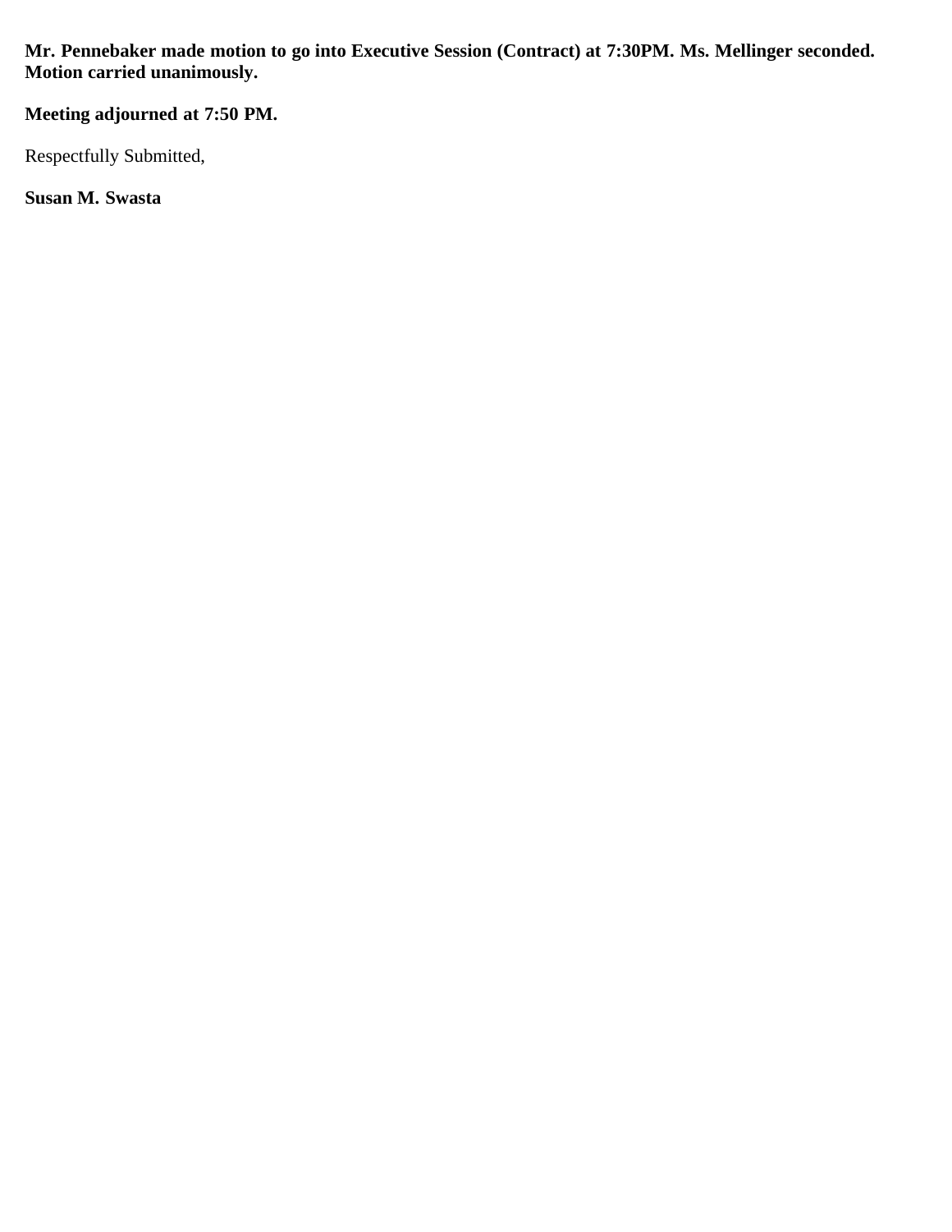**Mr. Pennebaker made motion to go into Executive Session (Contract) at 7:30PM. Ms. Mellinger seconded. Motion carried unanimously.**

**Meeting adjourned at 7:50 PM.**

Respectfully Submitted,

**Susan M. Swasta**